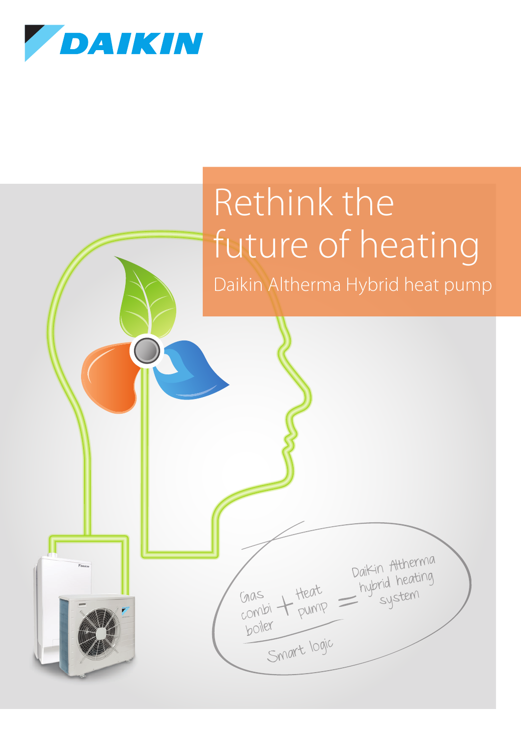# Rethink the future of heating

## Daikin Altherma Hybrid heat pump

Gas combi boiler + Heat pump = Daikin Altherma hybrid heating system

Smart logic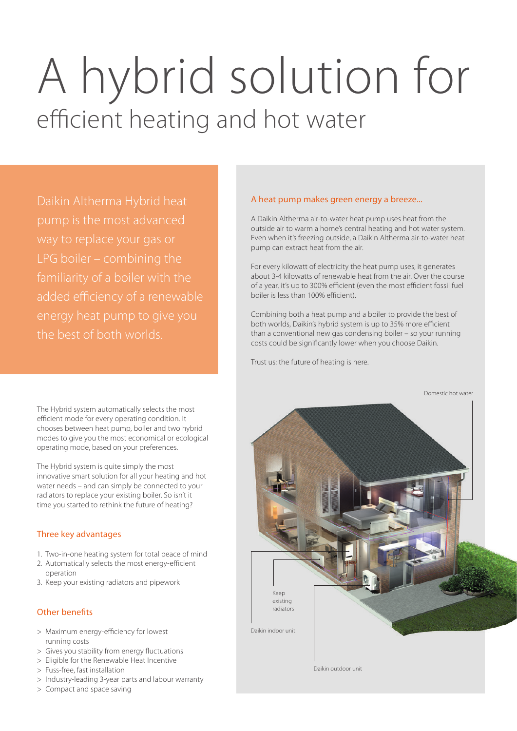# A hybrid solution for

## efficient heating and hot water

Daikin Altherma Hybrid heat pump is the most advanced way to replace your gas or LPG boiler – combining the familiarity of a boiler with the added efficiency of a renewable energy heat pump to give you the best of both worlds.

The Hybrid system automatically selects the most efficient mode for every operating condition. It chooses between heat pump, boiler and two hybrid modes to give you the most economical or ecological operating mode, based on your preferences.

The Hybrid system is quite simply the most innovative smart solution for all your heating and hot water needs – and can simply be connected to your radiators to replace your existing boiler. So isn't it time you started to rethink the future of heating?

### Three key advantages

1. Two-in-one heating system for total peace of mind
2. Automatically selects the most energy-efficient operation
3. Keep your existing radiators and pipework

### Other benefits

> Maximum energy-efficiency for lowest running costs
> Gives you stability from energy fluctuations
> Eligible for the Renewable Heat Incentive
> Fuss-free, fast installation
> Industry-leading 3-year parts and labour warranty
> Compact and space saving

### A heat pump makes green energy a breeze...

A Daikin Altherma air-to-water heat pump uses heat from the outside air to warm a home's central heating and hot water system. Even when it's freezing outside, a Daikin Altherma air-to-water heat pump can extract heat from the air.

For every kilowatt of electricity the heat pump uses, it generates about 3-4 kilowatts of renewable heat from the air. Over the course of a year, it's up to 300% efficient (even the most efficient fossil fuel boiler is less than 100% efficient).

Combining both a heat pump and a boiler to provide the best of both worlds, Daikin's hybrid system is up to 35% more efficient than a conventional new gas condensing boiler – so your running costs could be significantly lower when you choose Daikin.

Trust us: the future of heating is here.

Domestic hot water

Keep existing radiators

Daikin indoor unit

Daikin outdoor unit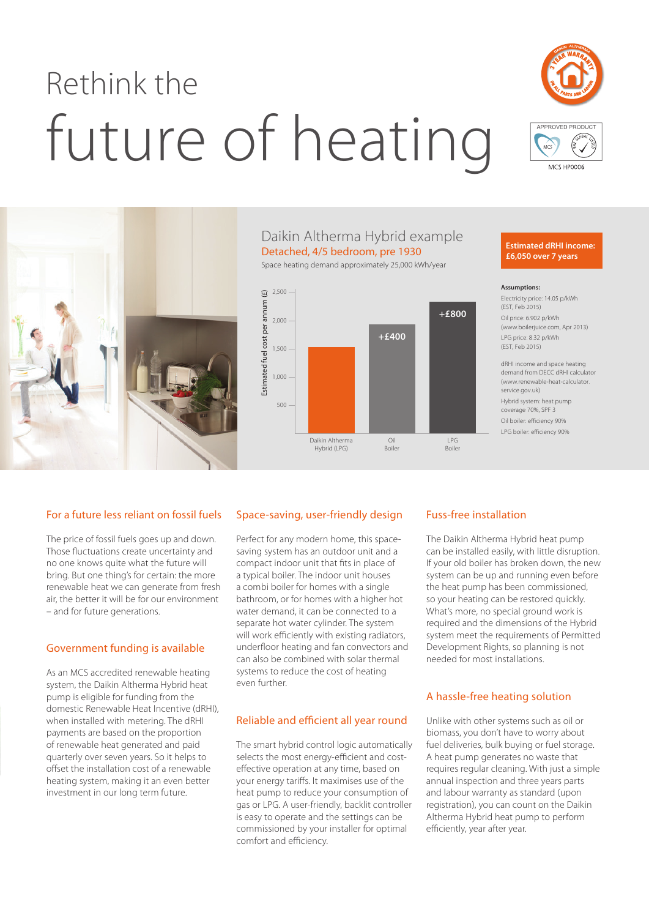# Rethink the future of heating

APPROVED PRODUCT

MCS HP0006

## Daikin Altherma Hybrid example

### Detached, 4/5 bedroom, pre 1930

Space heating demand approximately 25,000 kWh/year

**Estimated dRHI income: £6,050 over 7 years**

Estimated fuel cost per annum (£)

| | Daikin Altherma Hybrid (LPG) | Oil Boiler | LPG Boiler |
|---|---|---|---|
| Relative cost | | +£400 | +£800 |

**Assumptions:**

Electricity price: 14.05 p/kWh (EST, Feb 2015)

Oil price: 6.902 p/kWh (www.boilerjuice.com, Apr 2013)

LPG price: 8.32 p/kWh (EST, Feb 2015)

dRHI income and space heating demand from DECC dRHI calculator (www.renewable-heat-calculator.service.gov.uk)

Hybrid system: heat pump coverage 70%, SPF 3

Oil boiler: efficiency 90%

LPG boiler: efficiency 90%

## For a future less reliant on fossil fuels

The price of fossil fuels goes up and down. Those fluctuations create uncertainty and no one knows quite what the future will bring. But one thing's for certain: the more renewable heat we can generate from fresh air, the better it will be for our environment – and for future generations.

## Government funding is available

As an MCS accredited renewable heating system, the Daikin Altherma Hybrid heat pump is eligible for funding from the domestic Renewable Heat Incentive (dRHI), when installed with metering. The dRHI payments are based on the proportion of renewable heat generated and paid quarterly over seven years. So it helps to offset the installation cost of a renewable heating system, making it an even better investment in our long term future.

## Space-saving, user-friendly design

Perfect for any modern home, this space-saving system has an outdoor unit and a compact indoor unit that fits in place of a typical boiler. The indoor unit houses a combi boiler for homes with a single bathroom, or for homes with a higher hot water demand, it can be connected to a separate hot water cylinder. The system will work efficiently with existing radiators, underfloor heating and fan convectors and can also be combined with solar thermal systems to reduce the cost of heating even further.

## Reliable and efficient all year round

The smart hybrid control logic automatically selects the most energy-efficient and cost-effective operation at any time, based on your energy tariffs. It maximises use of the heat pump to reduce your consumption of gas or LPG. A user-friendly, backlit controller is easy to operate and the settings can be commissioned by your installer for optimal comfort and efficiency.

## Fuss-free installation

The Daikin Altherma Hybrid heat pump can be installed easily, with little disruption. If your old boiler has broken down, the new system can be up and running even before the heat pump has been commissioned, so your heating can be restored quickly. What's more, no special ground work is required and the dimensions of the Hybrid system meet the requirements of Permitted Development Rights, so planning is not needed for most installations.

## A hassle-free heating solution

Unlike with other systems such as oil or biomass, you don't have to worry about fuel deliveries, bulk buying or fuel storage. A heat pump generates no waste that requires regular cleaning. With just a simple annual inspection and three years parts and labour warranty as standard (upon registration), you can count on the Daikin Altherma Hybrid heat pump to perform efficiently, year after year.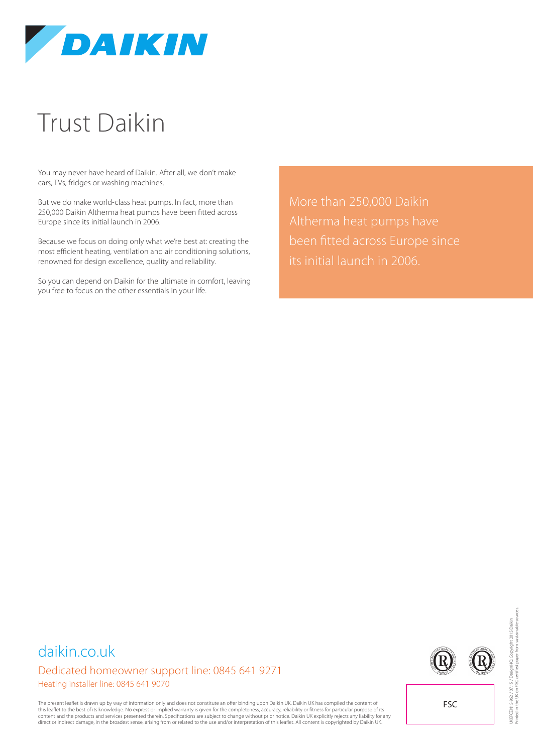# Trust Daikin

You may never have heard of Daikin. After all, we don't make cars, TVs, fridges or washing machines.

But we do make world-class heat pumps. In fact, more than 250,000 Daikin Altherma heat pumps have been fitted across Europe since its initial launch in 2006.

Because we focus on doing only what we're best at: creating the most efficient heating, ventilation and air conditioning solutions, renowned for design excellence, quality and reliability.

So you can depend on Daikin for the ultimate in comfort, leaving you free to focus on the other essentials in your life.

More than 250,000 Daikin Altherma heat pumps have been fitted across Europe since its initial launch in 2006.

daikin.co.uk

Dedicated homeowner support line: 0845 641 9271

Heating installer line: 0845 641 9070

The present leaflet is drawn up by way of information only and does not constitute an offer binding upon Daikin UK. Daikin UK has compiled the content of this leaflet to the best of its knowledge. No express or implied warranty is given for the completeness, accuracy, reliability or fitness for particular purpose of its content and the products and services presented therein. Specifications are subject to change without prior notice. Daikin UK explicitly rejects any liability for any direct or indirect damage, in the broadest sense, arising from or related to the use and/or interpretation of this leaflet. All content is copyrighted by Daikin UK.

FSC

UKEPCEN15-962 / 07.15 / DesignHQ Copyright 2015 Daikin
Printed in the UK on FSC certified paper from sustainable sources